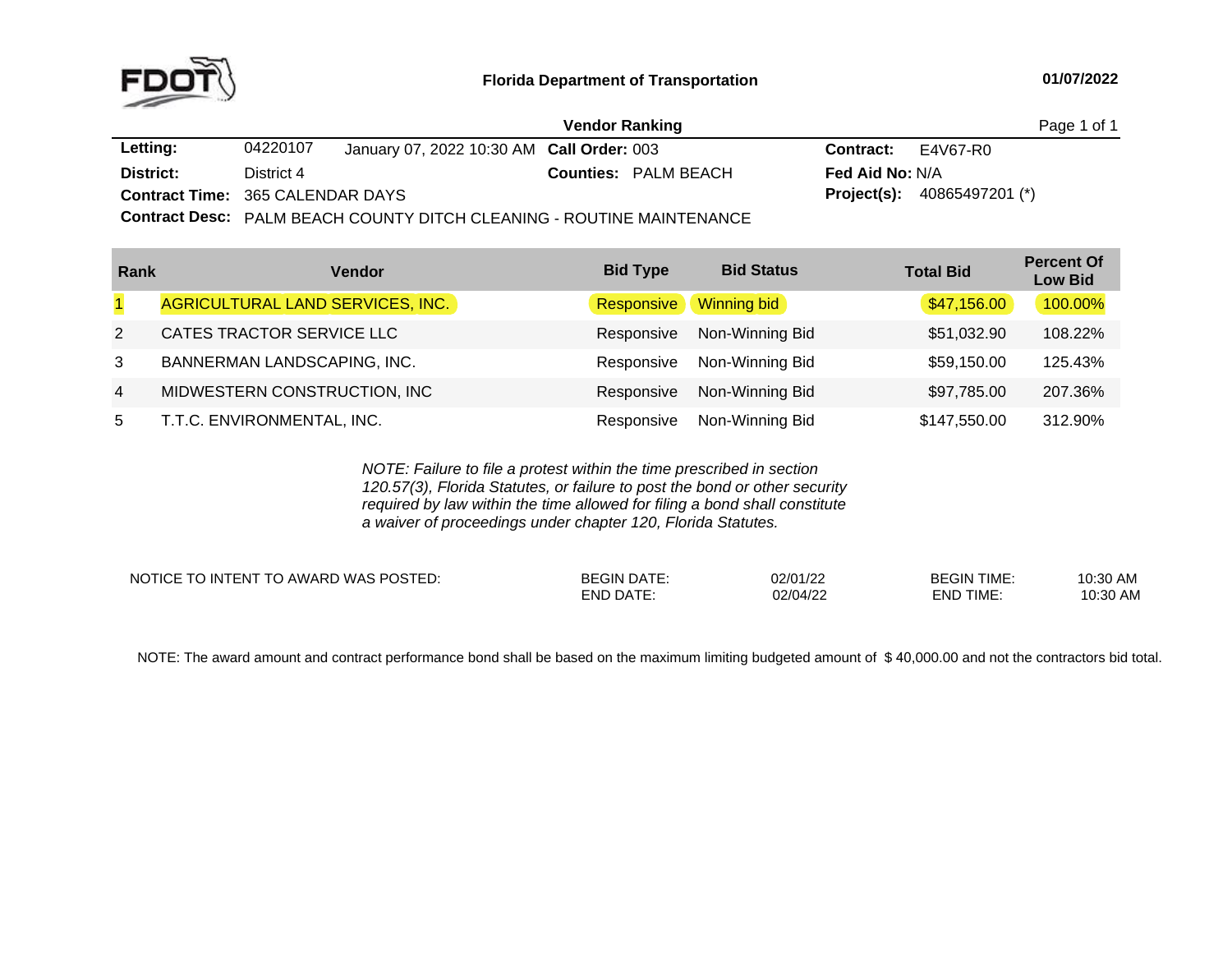# Florida Department of Transportation

01/07/2022

## Vendor Ranking

**Letting:** 04220107 January 07, 2022 10:30 AM **Call Order:** 003 **Contract:** E4V67-R0

**District:** District 4 **Counties:** PALM BEACH **Fed Aid No:** N/A

**Contract Time:** 365 CALENDAR DAYS **Project(s):** 40865497201 (*)

**Contract Desc:** PALM BEACH COUNTY DITCH CLEANING - ROUTINE MAINTENANCE

| Rank | Vendor | Bid Type | Bid Status | Total Bid | Percent Of Low Bid |
|---|---|---|---|---|---|
| 1 | AGRICULTURAL LAND SERVICES, INC. | Responsive | Winning bid | $47,156.00 | 100.00% |
| 2 | CATES TRACTOR SERVICE LLC | Responsive | Non-Winning Bid | $51,032.90 | 108.22% |
| 3 | BANNERMAN LANDSCAPING, INC. | Responsive | Non-Winning Bid | $59,150.00 | 125.43% |
| 4 | MIDWESTERN CONSTRUCTION, INC | Responsive | Non-Winning Bid | $97,785.00 | 207.36% |
| 5 | T.T.C. ENVIRONMENTAL, INC. | Responsive | Non-Winning Bid | $147,550.00 | 312.90% |

*NOTE: Failure to file a protest within the time prescribed in section 120.57(3), Florida Statutes, or failure to post the bond or other security required by law within the time allowed for filing a bond shall constitute a waiver of proceedings under chapter 120, Florida Statutes.*

| NOTICE TO INTENT TO AWARD WAS POSTED: | | | | |
|---|---|---|---|---|
| | BEGIN DATE: | 02/01/22 | BEGIN TIME: | 10:30 AM |
| | END DATE: | 02/04/22 | END TIME: | 10:30 AM |

NOTE: The award amount and contract performance bond shall be based on the maximum limiting budgeted amount of $ 40,000.00 and not the contractors bid total.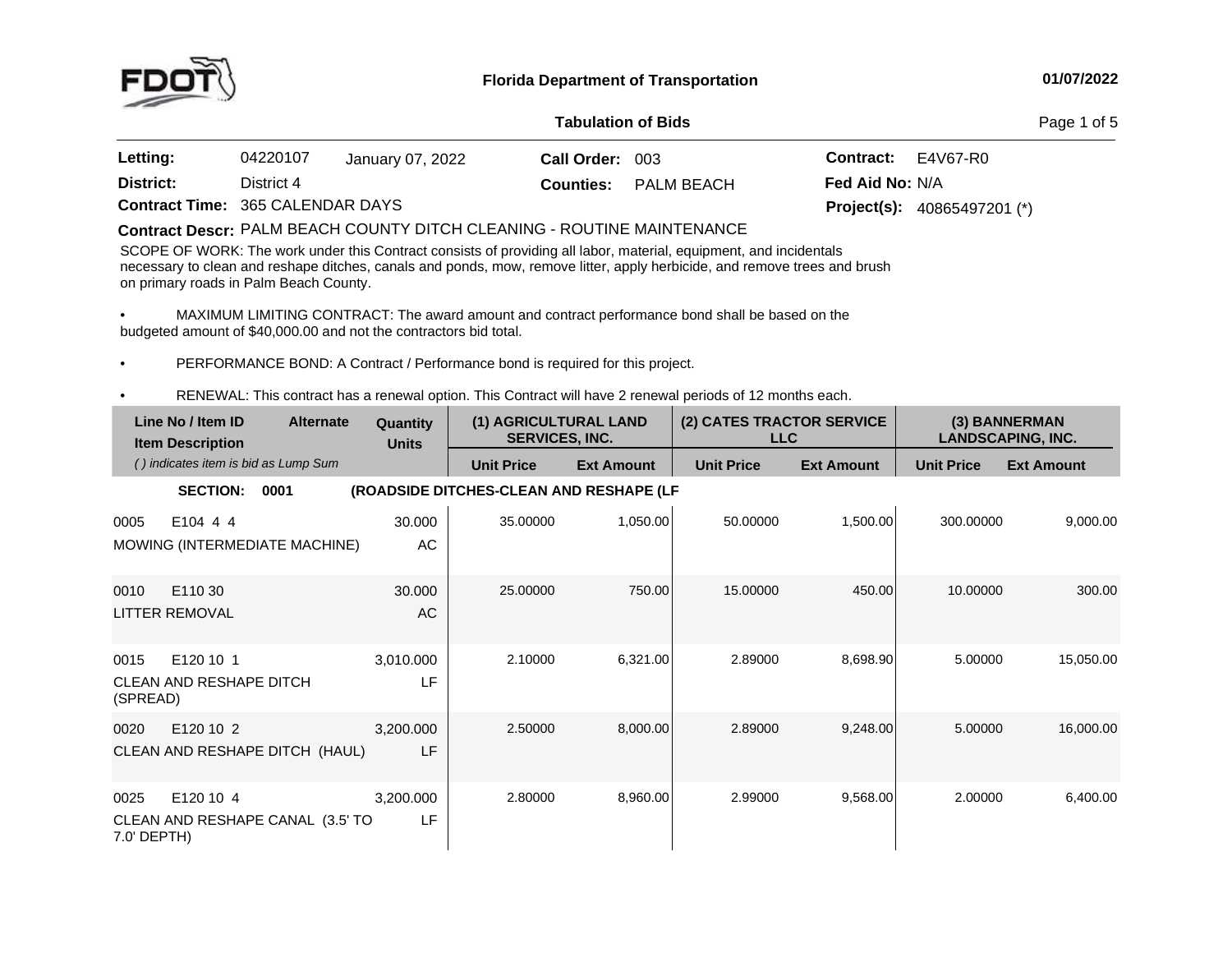# Florida Department of Transportation

**01/07/2022**

## Tabulation of Bids

| | | | | | |
|---|---|---|---|---|---|
| **Letting:** | 04220107 January 07, 2022 | **Call Order:** | 003 | **Contract:** | E4V67-R0 |
| **District:** | District 4 | **Counties:** | PALM BEACH | **Fed Aid No:** | N/A |
| **Contract Time:** | 365 CALENDAR DAYS | | | **Project(s):** | 40865497201 (*) |

**Contract Descr:** PALM BEACH COUNTY DITCH CLEANING - ROUTINE MAINTENANCE

SCOPE OF WORK: The work under this Contract consists of providing all labor, material, equipment, and incidentals necessary to clean and reshape ditches, canals and ponds, mow, remove litter, apply herbicide, and remove trees and brush on primary roads in Palm Beach County.

- MAXIMUM LIMITING CONTRACT: The award amount and contract performance bond shall be based on the budgeted amount of $40,000.00 and not the contractors bid total.
- PERFORMANCE BOND: A Contract / Performance bond is required for this project.
- RENEWAL: This contract has a renewal option. This Contract will have 2 renewal periods of 12 months each.

| Line No / Item ID / Item Description | Alternate | Quantity / Units | (1) AGRICULTURAL LAND SERVICES, INC. | | (2) CATES TRACTOR SERVICE LLC | | (3) BANNERMAN LANDSCAPING, INC. | |
|---|---|---|---|---|---|---|---|---|
| *( ) indicates item is bid as Lump Sum* | | | Unit Price | Ext Amount | Unit Price | Ext Amount | Unit Price | Ext Amount |
| **SECTION: 0001 (ROADSIDE DITCHES-CLEAN AND RESHAPE (LF** | | | | | | | | |
| 0005 E104 4 4 MOWING (INTERMEDIATE MACHINE) | | 30.000 AC | 35.00000 | 1,050.00 | 50.00000 | 1,500.00 | 300.00000 | 9,000.00 |
| 0010 E110 30 LITTER REMOVAL | | 30.000 AC | 25.00000 | 750.00 | 15.00000 | 450.00 | 10.00000 | 300.00 |
| 0015 E120 10 1 CLEAN AND RESHAPE DITCH (SPREAD) | | 3,010.000 LF | 2.10000 | 6,321.00 | 2.89000 | 8,698.90 | 5.00000 | 15,050.00 |
| 0020 E120 10 2 CLEAN AND RESHAPE DITCH (HAUL) | | 3,200.000 LF | 2.50000 | 8,000.00 | 2.89000 | 9,248.00 | 5.00000 | 16,000.00 |
| 0025 E120 10 4 CLEAN AND RESHAPE CANAL (3.5' TO 7.0' DEPTH) | | 3,200.000 LF | 2.80000 | 8,960.00 | 2.99000 | 9,568.00 | 2.00000 | 6,400.00 |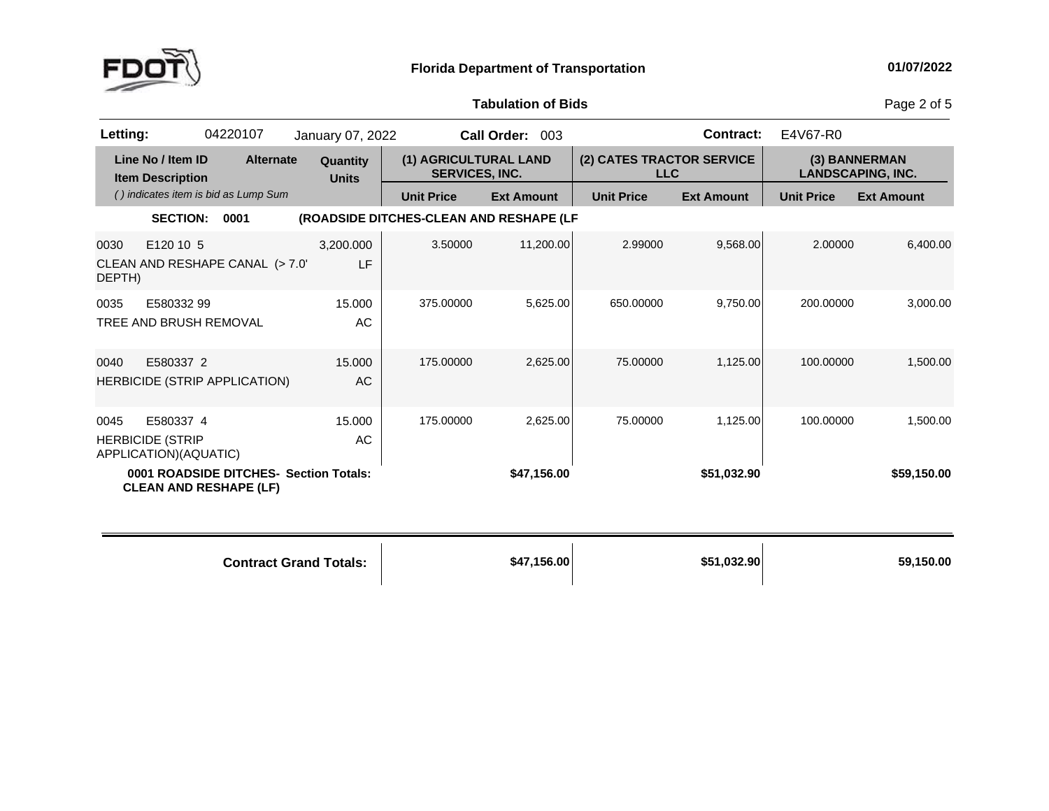**Florida Department of Transportation**

**Tabulation of Bids**

**Letting:** 04220107 January 07, 2022 **Call Order:** 003 **Contract:** E4V67-R0

| Line No / Item ID | Item Description | Alternate | Quantity Units | (1) AGRICULTURAL LAND SERVICES, INC. | | (2) CATES TRACTOR SERVICE LLC | | (3) BANNERMAN LANDSCAPING, INC. | |
|---|---|---|---|---|---|---|---|---|---|
| *( ) indicates item is bid as Lump Sum* | | | | Unit Price | Ext Amount | Unit Price | Ext Amount | Unit Price | Ext Amount |
| **SECTION: 0001** | **(ROADSIDE DITCHES-CLEAN AND RESHAPE (LF** | | | | | | | | |
| 0030 E120 10 5 | CLEAN AND RESHAPE CANAL (> 7.0' DEPTH) | | 3,200.000 LF | 3.50000 | 11,200.00 | 2.99000 | 9,568.00 | 2.00000 | 6,400.00 |
| 0035 E580332 99 | TREE AND BRUSH REMOVAL | | 15.000 AC | 375.00000 | 5,625.00 | 650.00000 | 9,750.00 | 200.00000 | 3,000.00 |
| 0040 E580337 2 | HERBICIDE (STRIP APPLICATION) | | 15.000 AC | 175.00000 | 2,625.00 | 75.00000 | 1,125.00 | 100.00000 | 1,500.00 |
| 0045 E580337 4 | HERBICIDE (STRIP APPLICATION)(AQUATIC) | | 15.000 AC | 175.00000 | 2,625.00 | 75.00000 | 1,125.00 | 100.00000 | 1,500.00 |
| **0001 ROADSIDE DITCHES- CLEAN AND RESHAPE (LF)** | **Section Totals:** | | | | **$47,156.00** | | **$51,032.90** | | **$59,150.00** |
| | **Contract Grand Totals:** | | | | **$47,156.00** | | **$51,032.90** | | **59,150.00** |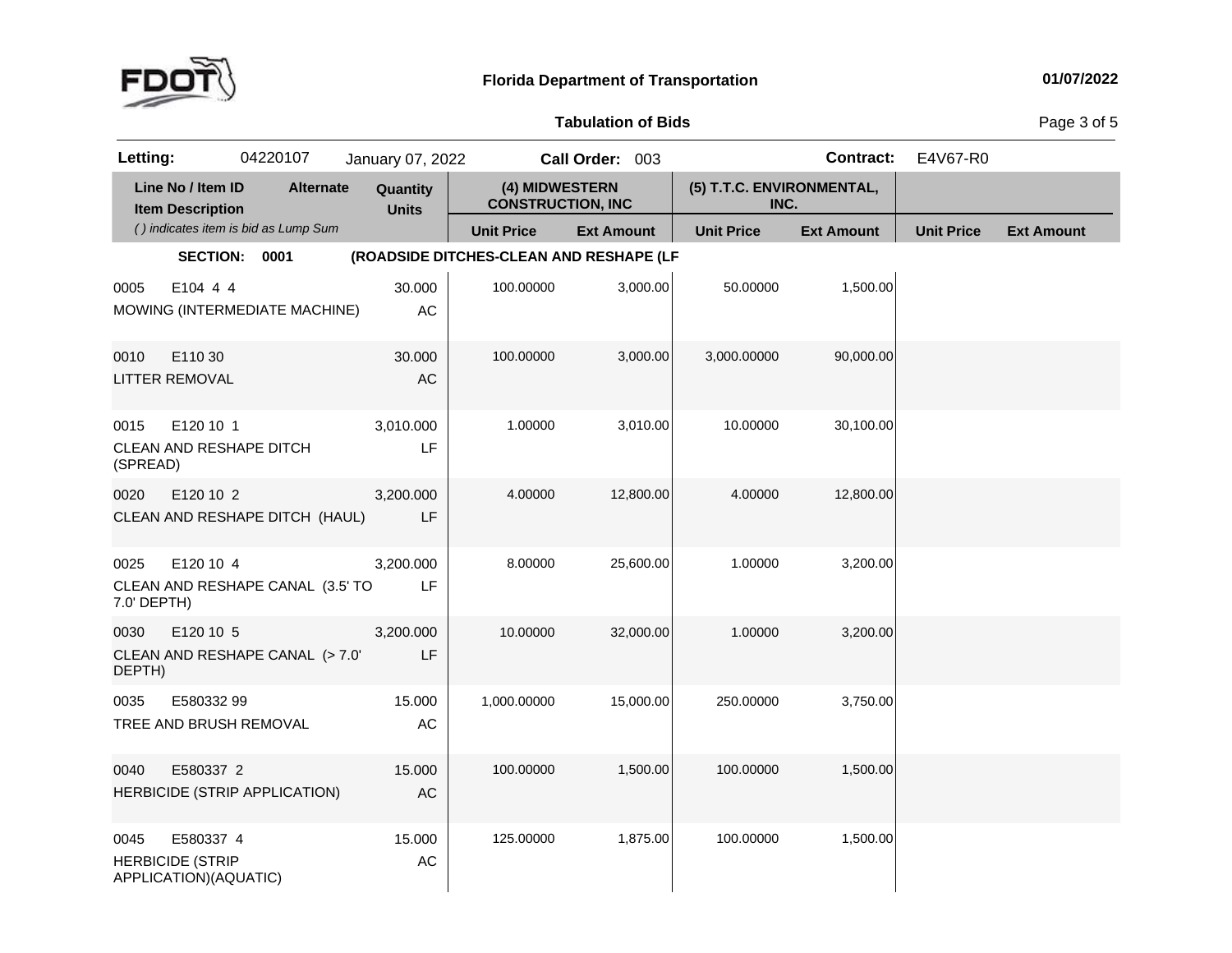**Florida Department of Transportation** 01/07/2022

**Tabulation of Bids**

**Letting:** 04220107 January 07, 2022 **Call Order:** 003 **Contract:** E4V67-R0

| Line No / Item ID / Item Description | Alternate | Quantity / Units | (4) MIDWESTERN CONSTRUCTION, INC | | (5) T.T.C. ENVIRONMENTAL, INC. | | | |
|---|---|---|---|---|---|---|---|---|
| ( ) indicates item is bid as Lump Sum | | | Unit Price | Ext Amount | Unit Price | Ext Amount | Unit Price | Ext Amount |
| **SECTION: 0001** | | **(ROADSIDE DITCHES-CLEAN AND RESHAPE (LF** | | | | | | |
| 0005 E104 4 4 MOWING (INTERMEDIATE MACHINE) | | 30.000 AC | 100.00000 | 3,000.00 | 50.00000 | 1,500.00 | | |
| 0010 E110 30 LITTER REMOVAL | | 30.000 AC | 100.00000 | 3,000.00 | 3,000.00000 | 90,000.00 | | |
| 0015 E120 10 1 CLEAN AND RESHAPE DITCH (SPREAD) | | 3,010.000 LF | 1.00000 | 3,010.00 | 10.00000 | 30,100.00 | | |
| 0020 E120 10 2 CLEAN AND RESHAPE DITCH (HAUL) | | 3,200.000 LF | 4.00000 | 12,800.00 | 4.00000 | 12,800.00 | | |
| 0025 E120 10 4 CLEAN AND RESHAPE CANAL (3.5' TO 7.0' DEPTH) | | 3,200.000 LF | 8.00000 | 25,600.00 | 1.00000 | 3,200.00 | | |
| 0030 E120 10 5 CLEAN AND RESHAPE CANAL (> 7.0' DEPTH) | | 3,200.000 LF | 10.00000 | 32,000.00 | 1.00000 | 3,200.00 | | |
| 0035 E580332 99 TREE AND BRUSH REMOVAL | | 15.000 AC | 1,000.00000 | 15,000.00 | 250.00000 | 3,750.00 | | |
| 0040 E580337 2 HERBICIDE (STRIP APPLICATION) | | 15.000 AC | 100.00000 | 1,500.00 | 100.00000 | 1,500.00 | | |
| 0045 E580337 4 HERBICIDE (STRIP APPLICATION)(AQUATIC) | | 15.000 AC | 125.00000 | 1,875.00 | 100.00000 | 1,500.00 | | |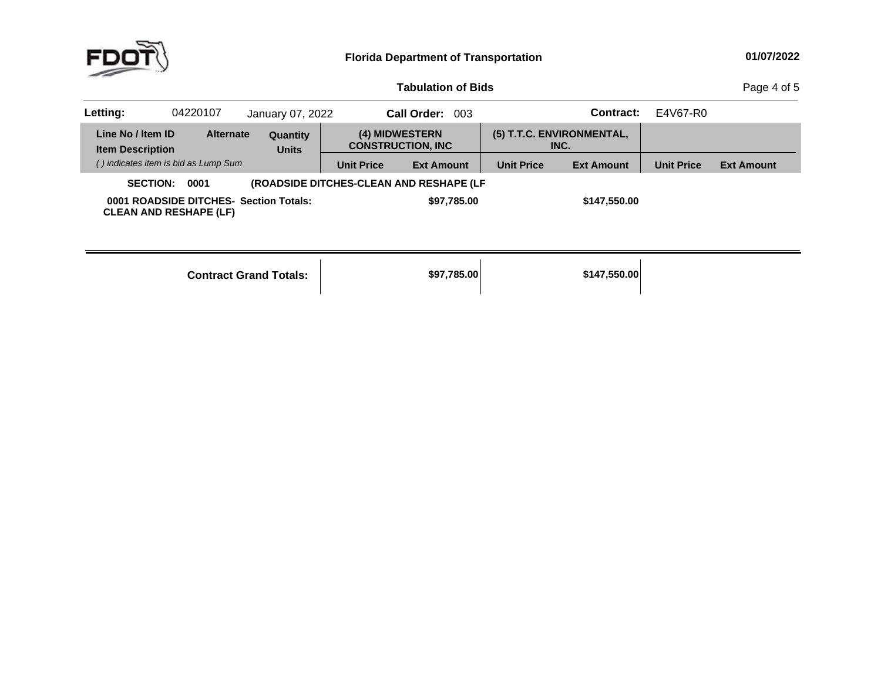**Florida Department of Transportation** 01/07/2022

**Tabulation of Bids**

**Letting:** 04220107 January 07, 2022 **Call Order:** 003 **Contract:** E4V67-R0

| Line No / Item ID<br>Item Description<br>*( ) indicates item is bid as Lump Sum* | Alternate | Quantity<br>Units | (4) MIDWESTERN CONSTRUCTION, INC | | (5) T.T.C. ENVIRONMENTAL, INC. | | | |
|---|---|---|---|---|---|---|---|---|
| | | | Unit Price | Ext Amount | Unit Price | Ext Amount | Unit Price | Ext Amount |
| **SECTION: 0001** | **(ROADSIDE DITCHES-CLEAN AND RESHAPE (LF** | | | | | | | |
| **0001 ROADSIDE DITCHES-CLEAN AND RESHAPE (LF)** | **Section Totals:** | | | **$97,785.00** | | **$147,550.00** | | |
| **Contract Grand Totals:** | | | | **$97,785.00** | | **$147,550.00** | | |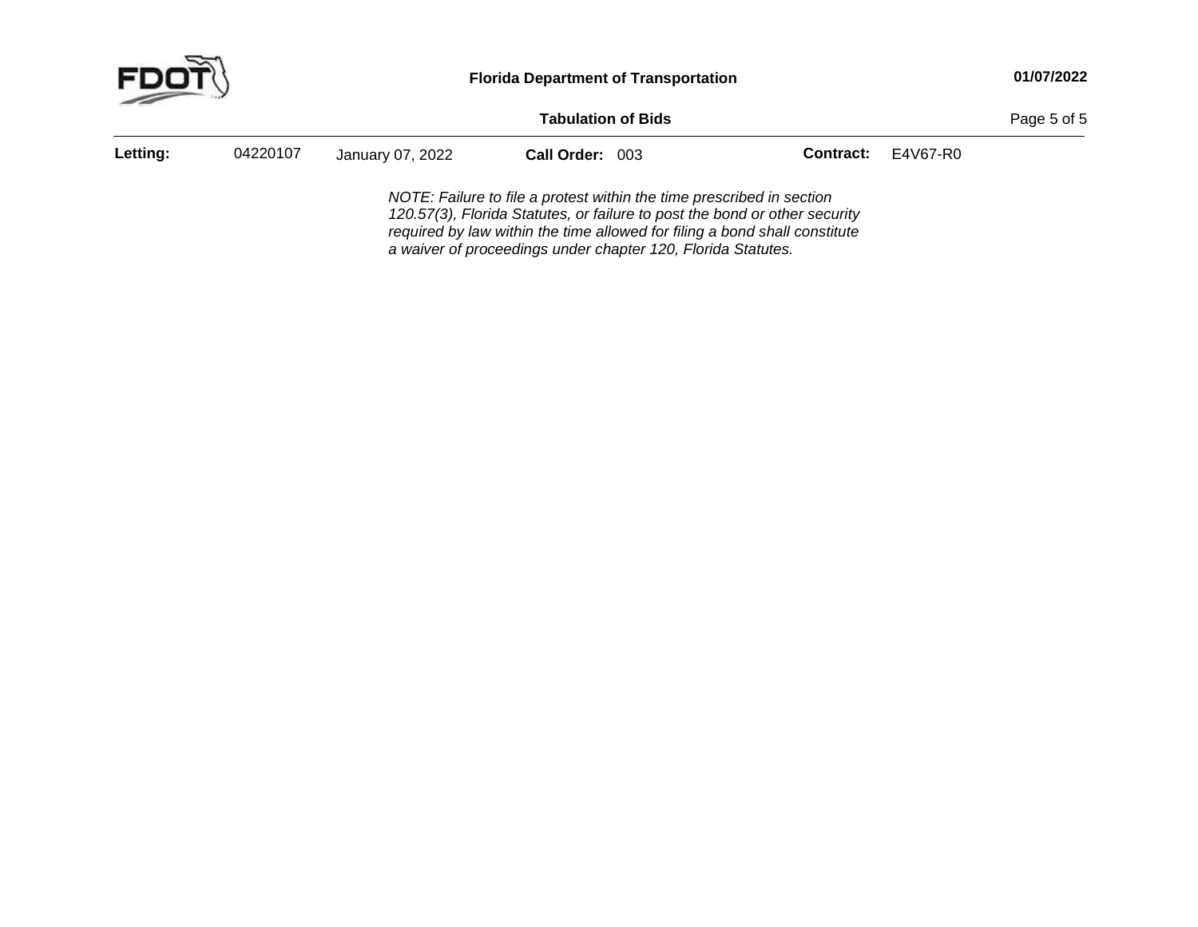**Letting:** 04220107 January 07, 2022 **Call Order:** 003 **Contract:** E4V67-R0

*NOTE: Failure to file a protest within the time prescribed in section 120.57(3), Florida Statutes, or failure to post the bond or other security required by law within the time allowed for filing a bond shall constitute a waiver of proceedings under chapter 120, Florida Statutes.*